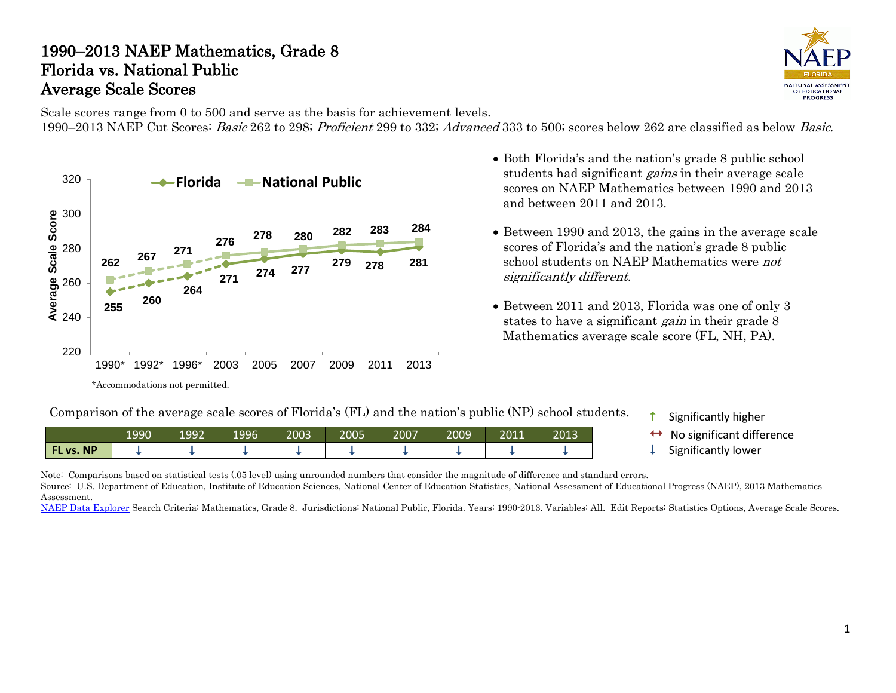# 1990–2013 NAEP Mathematics, Grade 8
# Florida vs. National Public
# Average Scale Scores

Scale scores range from 0 to 500 and serve as the basis for achievement levels.
1990–2013 NAEP Cut Scores: *Basic* 262 to 298; *Proficient* 299 to 332; *Advanced* 333 to 500; scores below 262 are classified as below *Basic*.

| Year | Florida | National Public |
|---|---|---|
| 1990* | 255 | 262 |
| 1992* | 260 | 267 |
| 1996* | 264 | 271 |
| 2003 | 271 | 276 |
| 2005 | 274 | 278 |
| 2007 | 277 | 280 |
| 2009 | 279 | 282 |
| 2011 | 278 | 283 |
| 2013 | 281 | 284 |

*Accommodations not permitted.

- Both Florida's and the nation's grade 8 public school students had significant *gains* in their average scale scores on NAEP Mathematics between 1990 and 2013 and between 2011 and 2013.
- Between 1990 and 2013, the gains in the average scale scores of Florida's and the nation's grade 8 public school students on NAEP Mathematics were *not significantly different*.
- Between 2011 and 2013, Florida was one of only 3 states to have a significant *gain* in their grade 8 Mathematics average scale score (FL, NH, PA).

Comparison of the average scale scores of Florida's (FL) and the nation's public (NP) school students.

| | 1990 | 1992 | 1996 | 2003 | 2005 | 2007 | 2009 | 2011 | 2013 |
|---|---|---|---|---|---|---|---|---|---|
| FL vs. NP | ↓ | ↓ | ↓ | ↓ | ↓ | ↓ | ↓ | ↓ | ↓ |

↑ Significantly higher
↔ No significant difference
↓ Significantly lower

Note: Comparisons based on statistical tests (.05 level) using unrounded numbers that consider the magnitude of difference and standard errors.
Source: U.S. Department of Education, Institute of Education Sciences, National Center of Education Statistics, National Assessment of Educational Progress (NAEP), 2013 Mathematics Assessment.
NAEP Data Explorer Search Criteria: Mathematics, Grade 8. Jurisdictions: National Public, Florida. Years: 1990-2013. Variables: All. Edit Reports: Statistics Options, Average Scale Scores.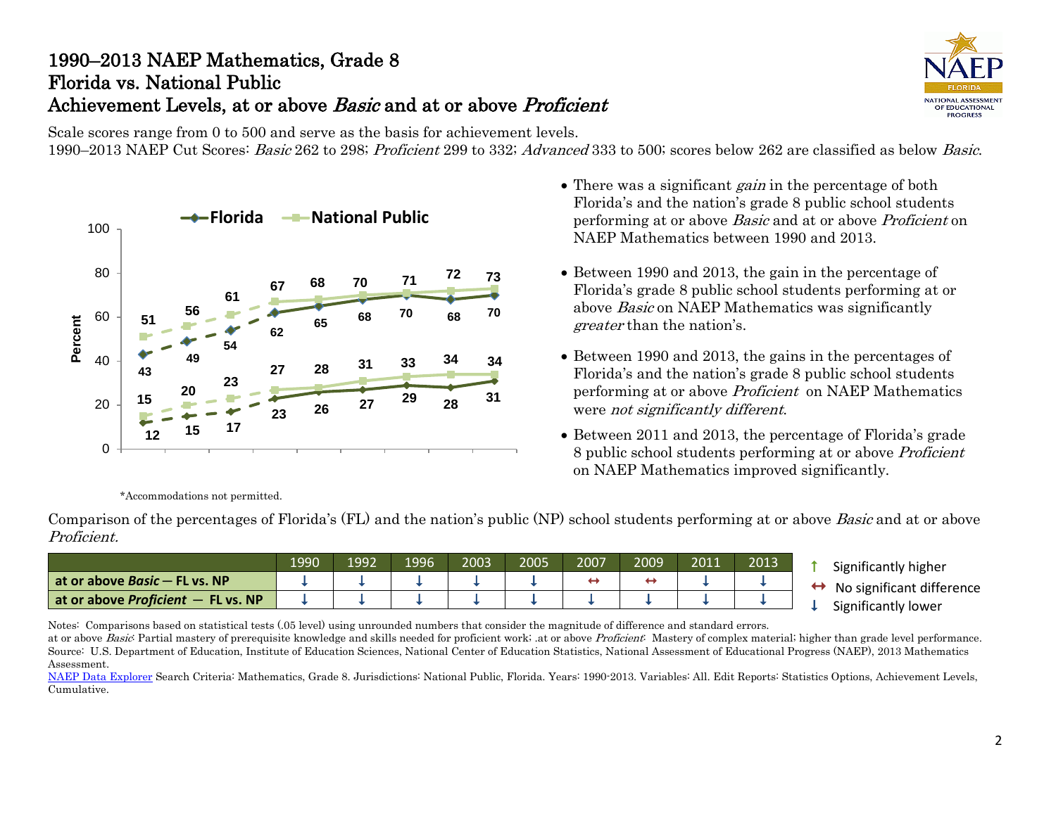# 1990–2013 NAEP Mathematics, Grade 8
## Florida vs. National Public
## Achievement Levels, at or above *Basic* and at or above *Proficient*

NAEP FLORIDA NATIONAL ASSESSMENT OF EDUCATIONAL PROGRESS

Scale scores range from 0 to 500 and serve as the basis for achievement levels.
1990–2013 NAEP Cut Scores: *Basic* 262 to 298; *Proficient* 299 to 332; *Advanced* 333 to 500; scores below 262 are classified as below *Basic*.

| Year | Florida at or above *Basic* | National Public at or above *Basic* | Florida at or above *Proficient* | National Public at or above *Proficient* |
|---|---|---|---|---|
| 1990* | 43 | 51 | 12 | 15 |
| 1992* | 49 | 56 | 15 | 20 |
| 1996* | 54 | 61 | 17 | 23 |
| 2003 | 62 | 67 | 23 | 27 |
| 2005 | 65 | 68 | 26 | 28 |
| 2007 | 68 | 70 | 27 | 31 |
| 2009 | 70 | 71 | 29 | 33 |
| 2011 | 68 | 72 | 28 | 34 |
| 2013 | 70 | 73 | 31 | 34 |

\*Accommodations not permitted.

- There was a significant *gain* in the percentage of both Florida's and the nation's grade 8 public school students performing at or above *Basic* and at or above *Proficient* on NAEP Mathematics between 1990 and 2013.
- Between 1990 and 2013, the gain in the percentage of Florida's grade 8 public school students performing at or above *Basic* on NAEP Mathematics was significantly *greater* than the nation's.
- Between 1990 and 2013, the gains in the percentages of Florida's and the nation's grade 8 public school students performing at or above *Proficient* on NAEP Mathematics were *not significantly different*.
- Between 2011 and 2013, the percentage of Florida's grade 8 public school students performing at or above *Proficient* on NAEP Mathematics improved significantly.

Comparison of the percentages of Florida's (FL) and the nation's public (NP) school students performing at or above *Basic* and at or above *Proficient*.

| | 1990 | 1992 | 1996 | 2003 | 2005 | 2007 | 2009 | 2011 | 2013 |
|---|---|---|---|---|---|---|---|---|---|
| **at or above *Basic* — FL vs. NP** | ↓ | ↓ | ↓ | ↓ | ↓ | ↔ | ↔ | ↓ | ↓ |
| **at or above *Proficient* — FL vs. NP** | ↓ | ↓ | ↓ | ↓ | ↓ | ↓ | ↓ | ↓ | ↓ |

↑ Significantly higher
↔ No significant difference
↓ Significantly lower

Notes: Comparisons based on statistical tests (.05 level) using unrounded numbers that consider the magnitude of difference and standard errors.
at or above *Basic*: Partial mastery of prerequisite knowledge and skills needed for proficient work; at or above *Proficient*: Mastery of complex material; higher than grade level performance.
Source: U.S. Department of Education, Institute of Education Sciences, National Center of Education Statistics, National Assessment of Educational Progress (NAEP), 2013 Mathematics Assessment.
NAEP Data Explorer Search Criteria: Mathematics, Grade 8. Jurisdictions: National Public, Florida. Years: 1990-2013. Variables: All. Edit Reports: Statistics Options, Achievement Levels, Cumulative.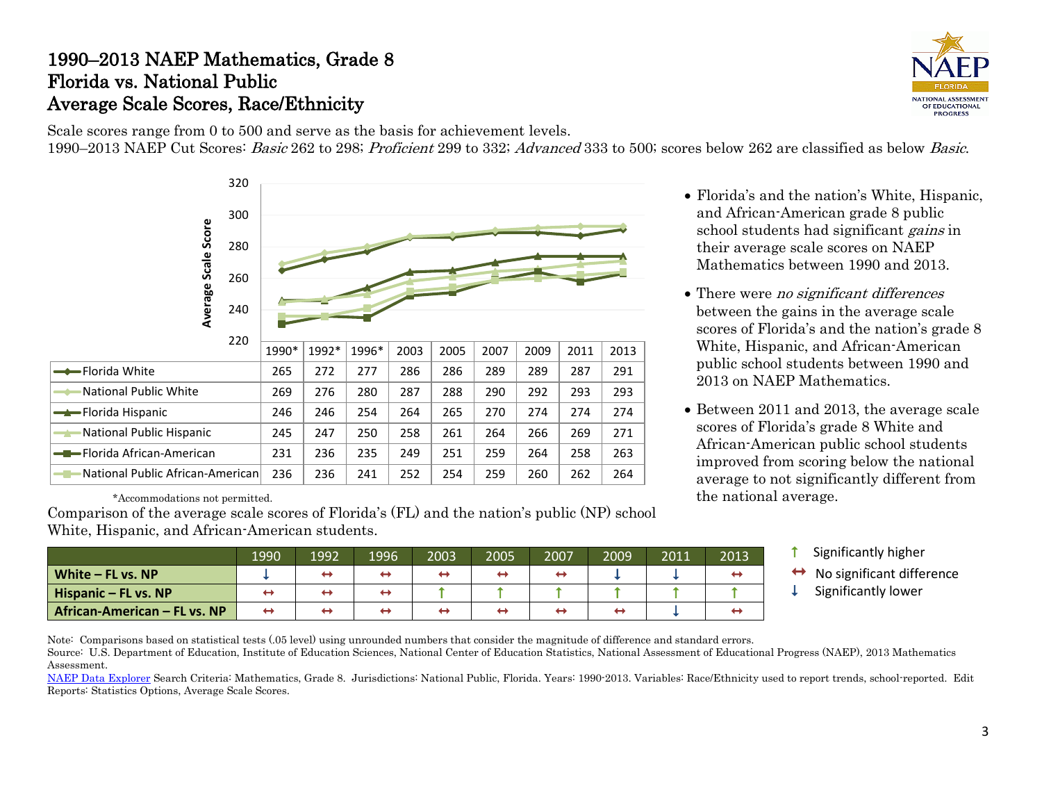# 1990–2013 NAEP Mathematics, Grade 8
# Florida vs. National Public
# Average Scale Scores, Race/Ethnicity

Scale scores range from 0 to 500 and serve as the basis for achievement levels.
1990–2013 NAEP Cut Scores: *Basic* 262 to 298; *Proficient* 299 to 332; *Advanced* 333 to 500; scores below 262 are classified as below *Basic*.

| | 1990* | 1992* | 1996* | 2003 | 2005 | 2007 | 2009 | 2011 | 2013 |
|---|---|---|---|---|---|---|---|---|---|
| Florida White | 265 | 272 | 277 | 286 | 286 | 289 | 289 | 287 | 291 |
| National Public White | 269 | 276 | 280 | 287 | 288 | 290 | 292 | 293 | 293 |
| Florida Hispanic | 246 | 246 | 254 | 264 | 265 | 270 | 274 | 274 | 274 |
| National Public Hispanic | 245 | 247 | 250 | 258 | 261 | 264 | 266 | 269 | 271 |
| Florida African-American | 231 | 236 | 235 | 249 | 251 | 259 | 264 | 258 | 263 |
| National Public African-American | 236 | 236 | 241 | 252 | 254 | 259 | 260 | 262 | 264 |

*Accommodations not permitted.

- Florida's and the nation's White, Hispanic, and African-American grade 8 public school students had significant *gains* in their average scale scores on NAEP Mathematics between 1990 and 2013.
- There were *no significant differences* between the gains in the average scale scores of Florida's and the nation's grade 8 White, Hispanic, and African-American public school students between 1990 and 2013 on NAEP Mathematics.
- Between 2011 and 2013, the average scale scores of Florida's grade 8 White and African-American public school students improved from scoring below the national average to not significantly different from the national average.

Comparison of the average scale scores of Florida's (FL) and the nation's public (NP) school White, Hispanic, and African-American students.

| | 1990 | 1992 | 1996 | 2003 | 2005 | 2007 | 2009 | 2011 | 2013 |
|---|---|---|---|---|---|---|---|---|---|
| **White – FL vs. NP** | ↓ | ↔ | ↔ | ↔ | ↔ | ↔ | ↓ | ↓ | ↔ |
| **Hispanic – FL vs. NP** | ↔ | ↔ | ↔ | ↑ | ↑ | ↑ | ↑ | ↑ | ↑ |
| **African-American – FL vs. NP** | ↔ | ↔ | ↔ | ↔ | ↔ | ↔ | ↔ | ↓ | ↔ |

↑ Significantly higher
↔ No significant difference
↓ Significantly lower

Note: Comparisons based on statistical tests (.05 level) using unrounded numbers that consider the magnitude of difference and standard errors.
Source: U.S. Department of Education, Institute of Education Sciences, National Center of Education Statistics, National Assessment of Educational Progress (NAEP), 2013 Mathematics Assessment.
NAEP Data Explorer Search Criteria: Mathematics, Grade 8. Jurisdictions: National Public, Florida. Years: 1990-2013. Variables: Race/Ethnicity used to report trends, school-reported. Edit Reports: Statistics Options, Average Scale Scores.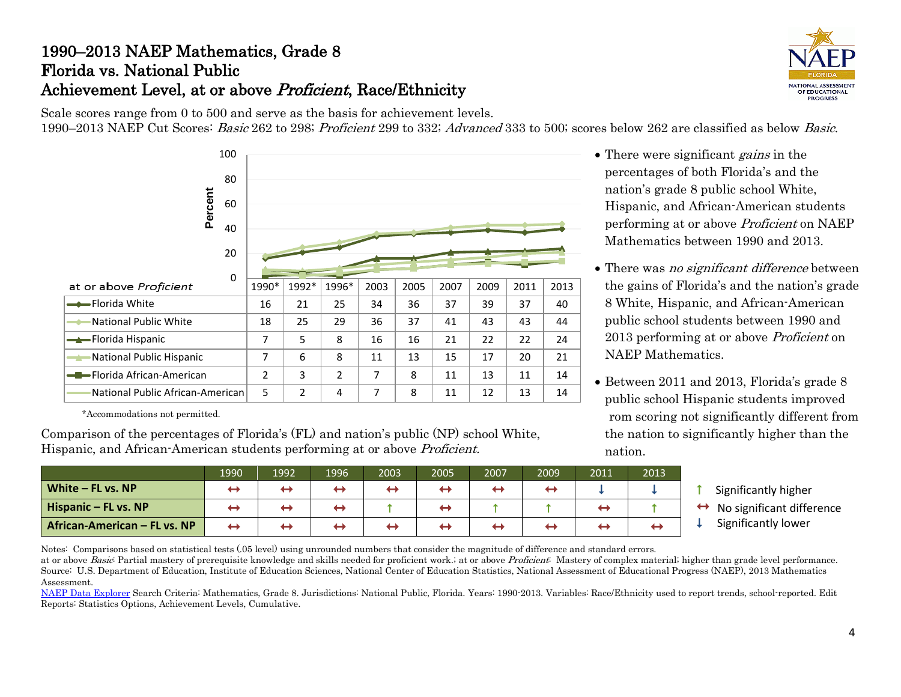# 1990–2013 NAEP Mathematics, Grade 8
# Florida vs. National Public
# Achievement Level, at or above *Proficient*, Race/Ethnicity

Scale scores range from 0 to 500 and serve as the basis for achievement levels.
1990–2013 NAEP Cut Scores: *Basic* 262 to 298; *Proficient* 299 to 332; *Advanced* 333 to 500; scores below 262 are classified as below *Basic*.

| at or above *Proficient* | 1990* | 1992* | 1996* | 2003 | 2005 | 2007 | 2009 | 2011 | 2013 |
|---|---|---|---|---|---|---|---|---|---|
| Florida White | 16 | 21 | 25 | 34 | 36 | 37 | 39 | 37 | 40 |
| National Public White | 18 | 25 | 29 | 36 | 37 | 41 | 43 | 43 | 44 |
| Florida Hispanic | 7 | 5 | 8 | 16 | 16 | 21 | 22 | 22 | 24 |
| National Public Hispanic | 7 | 6 | 8 | 11 | 13 | 15 | 17 | 20 | 21 |
| Florida African-American | 2 | 3 | 2 | 7 | 8 | 11 | 13 | 11 | 14 |
| National Public African-American | 5 | 2 | 4 | 7 | 8 | 11 | 12 | 13 | 14 |

*Accommodations not permitted.

- There were significant *gains* in the percentages of both Florida's and the nation's grade 8 public school White, Hispanic, and African-American students performing at or above *Proficient* on NAEP Mathematics between 1990 and 2013.
- There was *no significant difference* between the gains of Florida's and the nation's grade 8 White, Hispanic, and African-American public school students between 1990 and 2013 performing at or above *Proficient* on NAEP Mathematics.
- Between 2011 and 2013, Florida's grade 8 public school Hispanic students improved rom scoring not significantly different from the nation to significantly higher than the nation.

Comparison of the percentages of Florida's (FL) and nation's public (NP) school White, Hispanic, and African-American students performing at or above *Proficient.*

| | 1990 | 1992 | 1996 | 2003 | 2005 | 2007 | 2009 | 2011 | 2013 |
|---|---|---|---|---|---|---|---|---|---|
| **White – FL vs. NP** | ↔ | ↔ | ↔ | ↔ | ↔ | ↔ | ↔ | ↓ | ↓ |
| **Hispanic – FL vs. NP** | ↔ | ↔ | ↔ | ↑ | ↔ | ↑ | ↑ | ↔ | ↑ |
| **African-American – FL vs. NP** | ↔ | ↔ | ↔ | ↔ | ↔ | ↔ | ↔ | ↔ | ↔ |

↑ Significantly higher
↔ No significant difference
↓ Significantly lower

Notes: Comparisons based on statistical tests (.05 level) using unrounded numbers that consider the magnitude of difference and standard errors.
at or above *Basic*: Partial mastery of prerequisite knowledge and skills needed for proficient work.; at or above *Proficient*: Mastery of complex material; higher than grade level performance.
Source: U.S. Department of Education, Institute of Education Sciences, National Center of Education Statistics, National Assessment of Educational Progress (NAEP), 2013 Mathematics Assessment.
NAEP Data Explorer Search Criteria: Mathematics, Grade 8. Jurisdictions: National Public, Florida. Years: 1990-2013. Variables: Race/Ethnicity used to report trends, school-reported. Edit Reports: Statistics Options, Achievement Levels, Cumulative.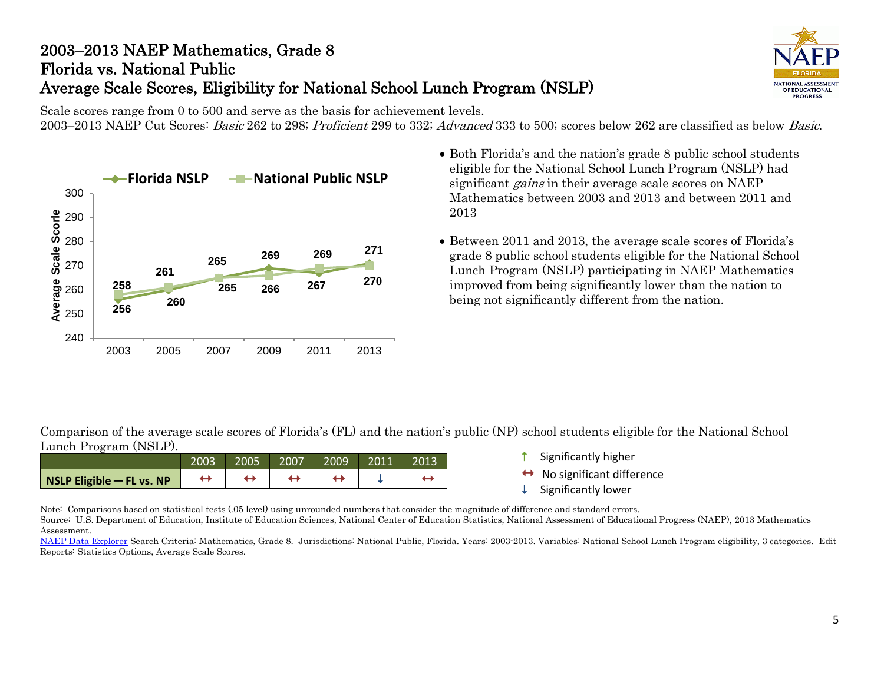# 2003–2013 NAEP Mathematics, Grade 8
## Florida vs. National Public
## Average Scale Scores, Eligibility for National School Lunch Program (NSLP)

Scale scores range from 0 to 500 and serve as the basis for achievement levels.
2003–2013 NAEP Cut Scores: *Basic* 262 to 298; *Proficient* 299 to 332; *Advanced* 333 to 500; scores below 262 are classified as below *Basic*.

| Year | Florida NSLP | National Public NSLP |
|---|---|---|
| 2003 | 256 | 258 |
| 2005 | 260 | 261 |
| 2007 | 265 | 265 |
| 2009 | 269 | 266 |
| 2011 | 267 | 269 |
| 2013 | 271 | 270 |

- Both Florida's and the nation's grade 8 public school students eligible for the National School Lunch Program (NSLP) had significant *gains* in their average scale scores on NAEP Mathematics between 2003 and 2013 and between 2011 and 2013
- Between 2011 and 2013, the average scale scores of Florida's grade 8 public school students eligible for the National School Lunch Program (NSLP) participating in NAEP Mathematics improved from being significantly lower than the nation to being not significantly different from the nation.

Comparison of the average scale scores of Florida's (FL) and the nation's public (NP) school students eligible for the National School Lunch Program (NSLP).

| | 2003 | 2005 | 2007 | 2009 | 2011 | 2013 |
|---|---|---|---|---|---|---|
| **NSLP Eligible — FL vs. NP** | ↔ | ↔ | ↔ | ↔ | ↓ | ↔ |

↑ Significantly higher
↔ No significant difference
↓ Significantly lower

Note: Comparisons based on statistical tests (.05 level) using unrounded numbers that consider the magnitude of difference and standard errors.
Source: U.S. Department of Education, Institute of Education Sciences, National Center of Education Statistics, National Assessment of Educational Progress (NAEP), 2013 Mathematics Assessment.
NAEP Data Explorer Search Criteria: Mathematics, Grade 8. Jurisdictions: National Public, Florida. Years: 2003-2013. Variables: National School Lunch Program eligibility, 3 categories. Edit Reports: Statistics Options, Average Scale Scores.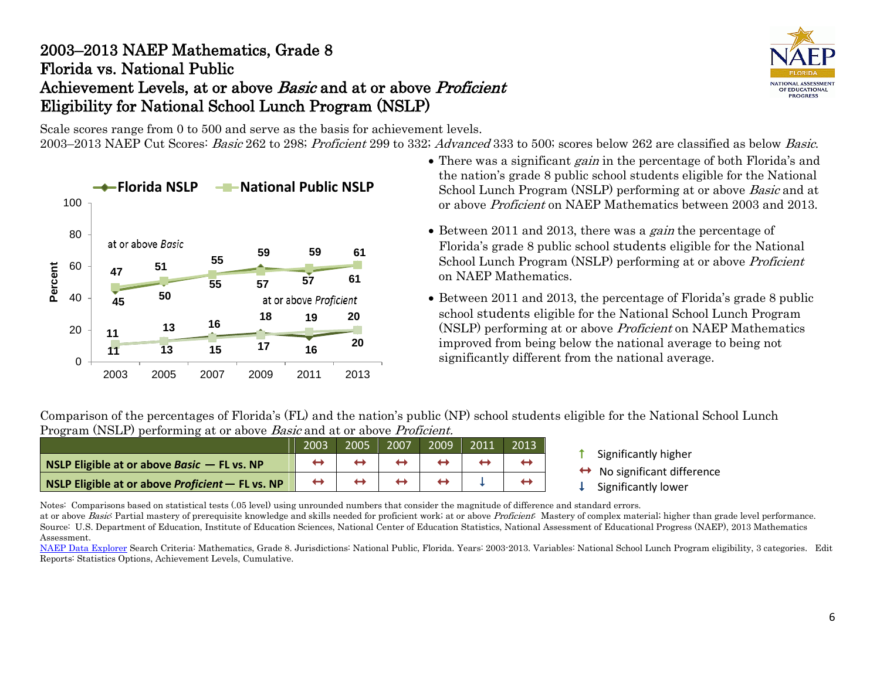# 2003–2013 NAEP Mathematics, Grade 8
# Florida vs. National Public
# Achievement Levels, at or above *Basic* and at or above *Proficient*
# Eligibility for National School Lunch Program (NSLP)

Scale scores range from 0 to 500 and serve as the basis for achievement levels.
2003–2013 NAEP Cut Scores: *Basic* 262 to 298; *Proficient* 299 to 332; *Advanced* 333 to 500; scores below 262 are classified as below *Basic*.

| Year | Florida NSLP at or above *Basic* | National Public NSLP at or above *Basic* | Florida NSLP at or above *Proficient* | National Public NSLP at or above *Proficient* |
|---|---|---|---|---|
| 2003 | 45 | 47 | 11 | 11 |
| 2005 | 50 | 51 | 13 | 13 |
| 2007 | 55 | 55 | 16 | 15 |
| 2009 | 59 | 57 | 18 | 17 |
| 2011 | 57 | 59 | 16 | 19 |
| 2013 | 61 | 61 | 20 | 20 |

- There was a significant *gain* in the percentage of both Florida's and the nation's grade 8 public school students eligible for the National School Lunch Program (NSLP) performing at or above *Basic* and at or above *Proficient* on NAEP Mathematics between 2003 and 2013.
- Between 2011 and 2013, there was a *gain* the percentage of Florida's grade 8 public school students eligible for the National School Lunch Program (NSLP) performing at or above *Proficient* on NAEP Mathematics.
- Between 2011 and 2013, the percentage of Florida's grade 8 public school students eligible for the National School Lunch Program (NSLP) performing at or above *Proficient* on NAEP Mathematics improved from being below the national average to being not significantly different from the national average.

Comparison of the percentages of Florida's (FL) and the nation's public (NP) school students eligible for the National School Lunch Program (NSLP) performing at or above *Basic* and at or above *Proficient*.

| | 2003 | 2005 | 2007 | 2009 | 2011 | 2013 |
|---|---|---|---|---|---|---|
| **NSLP Eligible at or above *Basic* — FL vs. NP** | ↔ | ↔ | ↔ | ↔ | ↔ | ↔ |
| **NSLP Eligible at or above *Proficient* — FL vs. NP** | ↔ | ↔ | ↔ | ↔ | ↓ | ↔ |

↑ Significantly higher
↔ No significant difference
↓ Significantly lower

Notes: Comparisons based on statistical tests (.05 level) using unrounded numbers that consider the magnitude of difference and standard errors.
at or above *Basic*: Partial mastery of prerequisite knowledge and skills needed for proficient work; at or above *Proficient*: Mastery of complex material; higher than grade level performance.
Source: U.S. Department of Education, Institute of Education Sciences, National Center of Education Statistics, National Assessment of Educational Progress (NAEP), 2013 Mathematics Assessment.
NAEP Data Explorer Search Criteria: Mathematics, Grade 8. Jurisdictions: National Public, Florida. Years: 2003-2013. Variables: National School Lunch Program eligibility, 3 categories. Edit Reports: Statistics Options, Achievement Levels, Cumulative.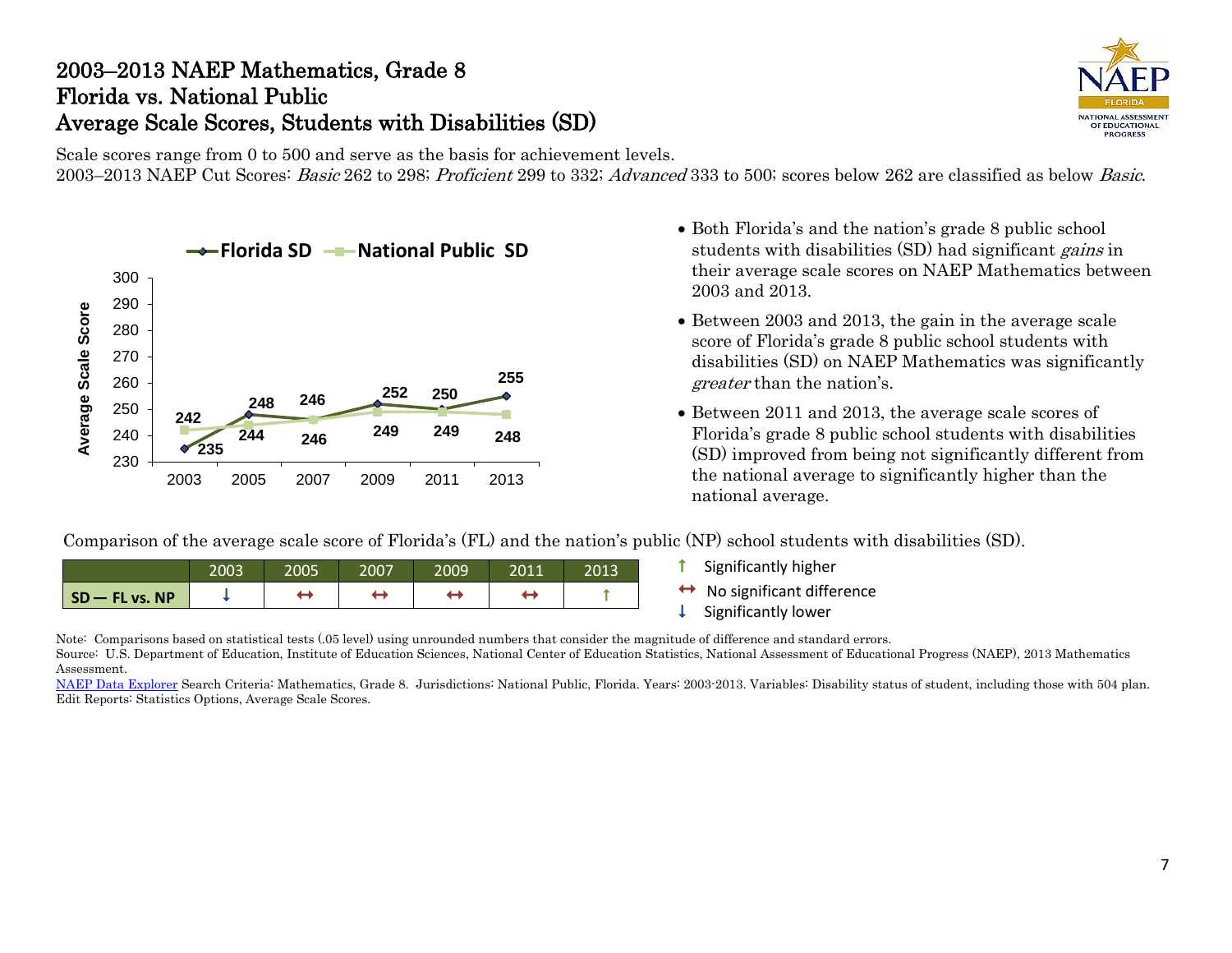# 2003–2013 NAEP Mathematics, Grade 8
## Florida vs. National Public
## Average Scale Scores, Students with Disabilities (SD)

Scale scores range from 0 to 500 and serve as the basis for achievement levels.
2003–2013 NAEP Cut Scores: *Basic* 262 to 298; *Proficient* 299 to 332; *Advanced* 333 to 500; scores below 262 are classified as below *Basic*.

| Year | Florida SD | National Public SD |
|---|---|---|
| 2003 | 235 | 242 |
| 2005 | 248 | 244 |
| 2007 | 246 | 246 |
| 2009 | 252 | 249 |
| 2011 | 250 | 249 |
| 2013 | 255 | 248 |

- Both Florida's and the nation's grade 8 public school students with disabilities (SD) had significant *gains* in their average scale scores on NAEP Mathematics between 2003 and 2013.
- Between 2003 and 2013, the gain in the average scale score of Florida's grade 8 public school students with disabilities (SD) on NAEP Mathematics was significantly *greater* than the nation's.
- Between 2011 and 2013, the average scale scores of Florida's grade 8 public school students with disabilities (SD) improved from being not significantly different from the national average to significantly higher than the national average.

Comparison of the average scale score of Florida's (FL) and the nation's public (NP) school students with disabilities (SD).

| | 2003 | 2005 | 2007 | 2009 | 2011 | 2013 |
|---|---|---|---|---|---|---|
| SD — FL vs. NP | ↓ | ↔ | ↔ | ↔ | ↔ | ↑ |

↑ Significantly higher
↔ No significant difference
↓ Significantly lower

Note: Comparisons based on statistical tests (.05 level) using unrounded numbers that consider the magnitude of difference and standard errors.
Source: U.S. Department of Education, Institute of Education Sciences, National Center of Education Statistics, National Assessment of Educational Progress (NAEP), 2013 Mathematics Assessment.
NAEP Data Explorer Search Criteria: Mathematics, Grade 8. Jurisdictions: National Public, Florida. Years: 2003-2013. Variables: Disability status of student, including those with 504 plan. Edit Reports: Statistics Options, Average Scale Scores.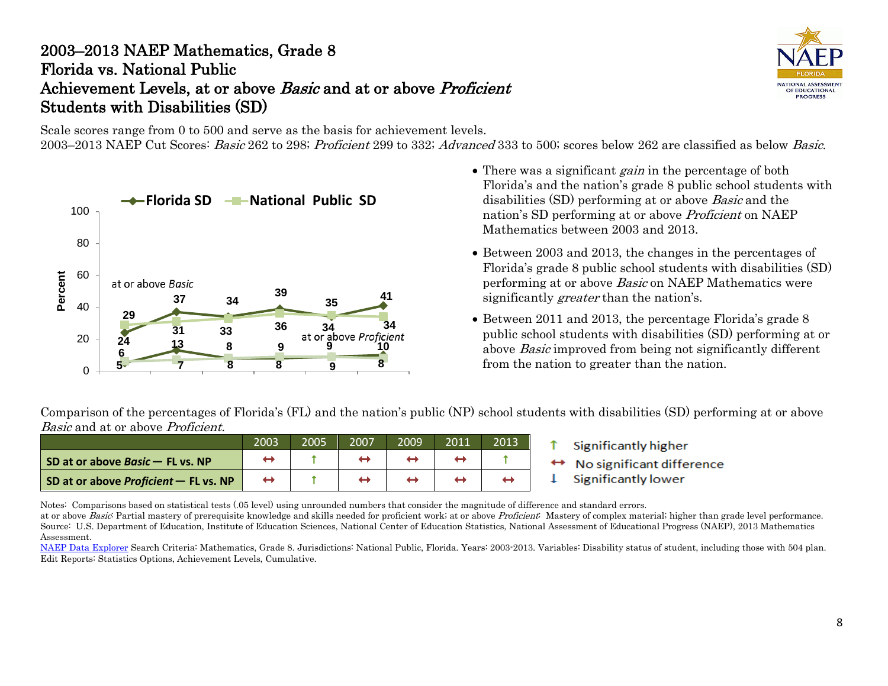# 2003–2013 NAEP Mathematics, Grade 8
## Florida vs. National Public
## Achievement Levels, at or above *Basic* and at or above *Proficient*
## Students with Disabilities (SD)

Scale scores range from 0 to 500 and serve as the basis for achievement levels.
2003–2013 NAEP Cut Scores: *Basic* 262 to 298; *Proficient* 299 to 332; *Advanced* 333 to 500; scores below 262 are classified as below *Basic*.

- There was a significant *gain* in the percentage of both Florida's and the nation's grade 8 public school students with disabilities (SD) performing at or above *Basic* and the nation's SD performing at or above *Proficient* on NAEP Mathematics between 2003 and 2013.
- Between 2003 and 2013, the changes in the percentages of Florida's grade 8 public school students with disabilities (SD) performing at or above *Basic* on NAEP Mathematics were significantly *greater* than the nation's.
- Between 2011 and 2013, the percentage Florida's grade 8 public school students with disabilities (SD) performing at or above *Basic* improved from being not significantly different from the nation to greater than the nation.

Comparison of the percentages of Florida's (FL) and the nation's public (NP) school students with disabilities (SD) performing at or above *Basic* and at or above *Proficient*.

| | 2003 | 2005 | 2007 | 2009 | 2011 | 2013 |
|---|---|---|---|---|---|---|
| **SD at or above *Basic* — FL vs. NP** | ↔ | ↑ | ↔ | ↔ | ↔ | ↑ |
| **SD at or above *Proficient* — FL vs. NP** | ↔ | ↑ | ↔ | ↔ | ↔ | ↔ |

↑ Significantly higher
↔ No significant difference
↓ Significantly lower

Notes: Comparisons based on statistical tests (.05 level) using unrounded numbers that consider the magnitude of difference and standard errors.
at or above *Basic*: Partial mastery of prerequisite knowledge and skills needed for proficient work; at or above *Proficient*: Mastery of complex material; higher than grade level performance.
Source: U.S. Department of Education, Institute of Education Sciences, National Center of Education Statistics, National Assessment of Educational Progress (NAEP), 2013 Mathematics Assessment.
NAEP Data Explorer Search Criteria: Mathematics, Grade 8. Jurisdictions: National Public, Florida. Years: 2003-2013. Variables: Disability status of student, including those with 504 plan. Edit Reports: Statistics Options, Achievement Levels, Cumulative.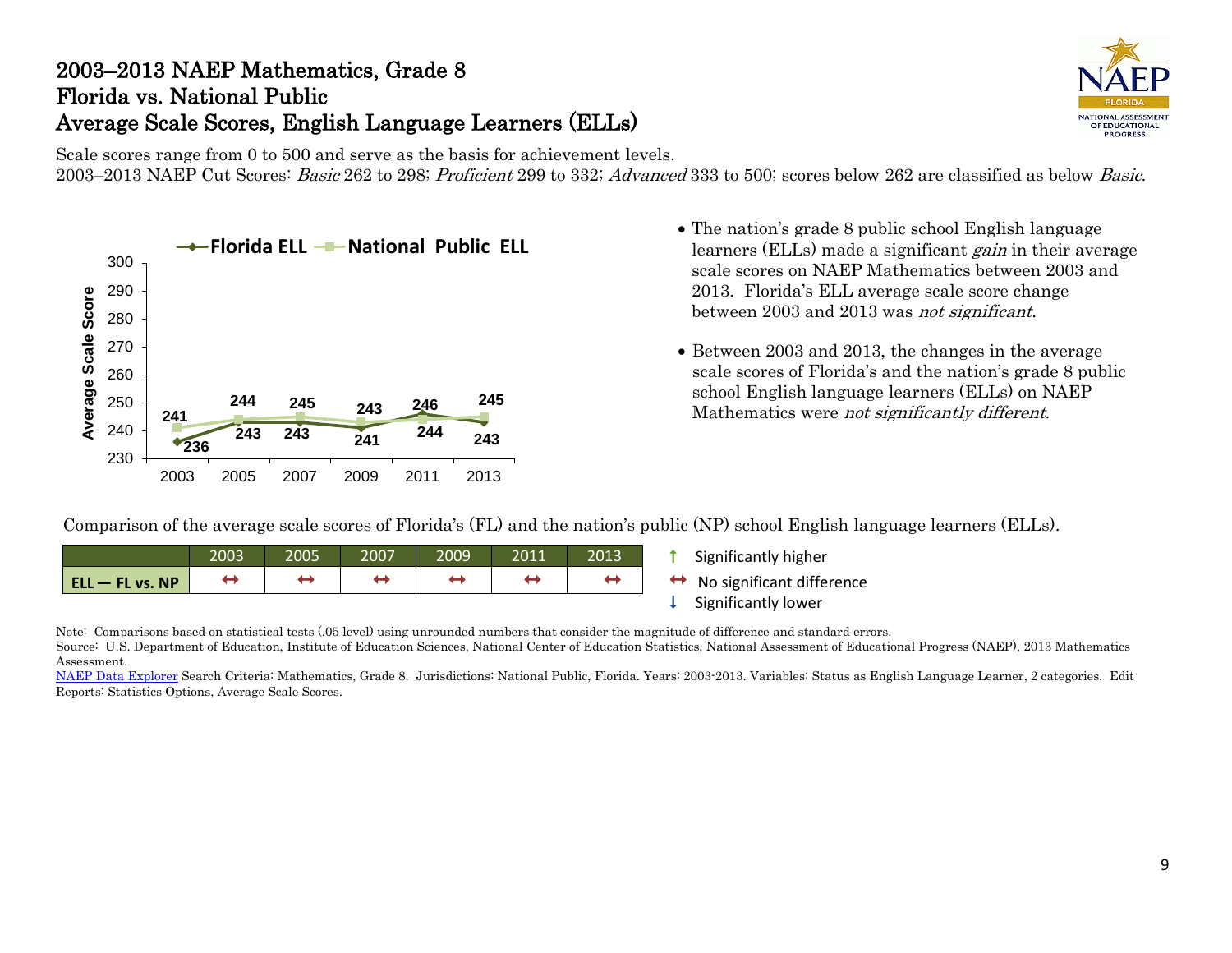# 2003–2013 NAEP Mathematics, Grade 8
# Florida vs. National Public
# Average Scale Scores, English Language Learners (ELLs)

Scale scores range from 0 to 500 and serve as the basis for achievement levels.
2003–2013 NAEP Cut Scores: *Basic* 262 to 298; *Proficient* 299 to 332; *Advanced* 333 to 500; scores below 262 are classified as below *Basic*.

| Year | Florida ELL | National Public ELL |
|---|---|---|
| 2003 | 236 | 241 |
| 2005 | 243 | 244 |
| 2007 | 243 | 245 |
| 2009 | 241 | 243 |
| 2011 | 246 | 244 |
| 2013 | 243 | 245 |

- The nation's grade 8 public school English language learners (ELLs) made a significant *gain* in their average scale scores on NAEP Mathematics between 2003 and 2013. Florida's ELL average scale score change between 2003 and 2013 was *not significant*.
- Between 2003 and 2013, the changes in the average scale scores of Florida's and the nation's grade 8 public school English language learners (ELLs) on NAEP Mathematics were *not significantly different*.

Comparison of the average scale scores of Florida's (FL) and the nation's public (NP) school English language learners (ELLs).

| | 2003 | 2005 | 2007 | 2009 | 2011 | 2013 |
|---|---|---|---|---|---|---|
| **ELL — FL vs. NP** | ↔ | ↔ | ↔ | ↔ | ↔ | ↔ |

↑ Significantly higher
↔ No significant difference
↓ Significantly lower

Note: Comparisons based on statistical tests (.05 level) using unrounded numbers that consider the magnitude of difference and standard errors.
Source: U.S. Department of Education, Institute of Education Sciences, National Center of Education Statistics, National Assessment of Educational Progress (NAEP), 2013 Mathematics Assessment.
NAEP Data Explorer Search Criteria: Mathematics, Grade 8. Jurisdictions: National Public, Florida. Years: 2003-2013. Variables: Status as English Language Learner, 2 categories. Edit Reports: Statistics Options, Average Scale Scores.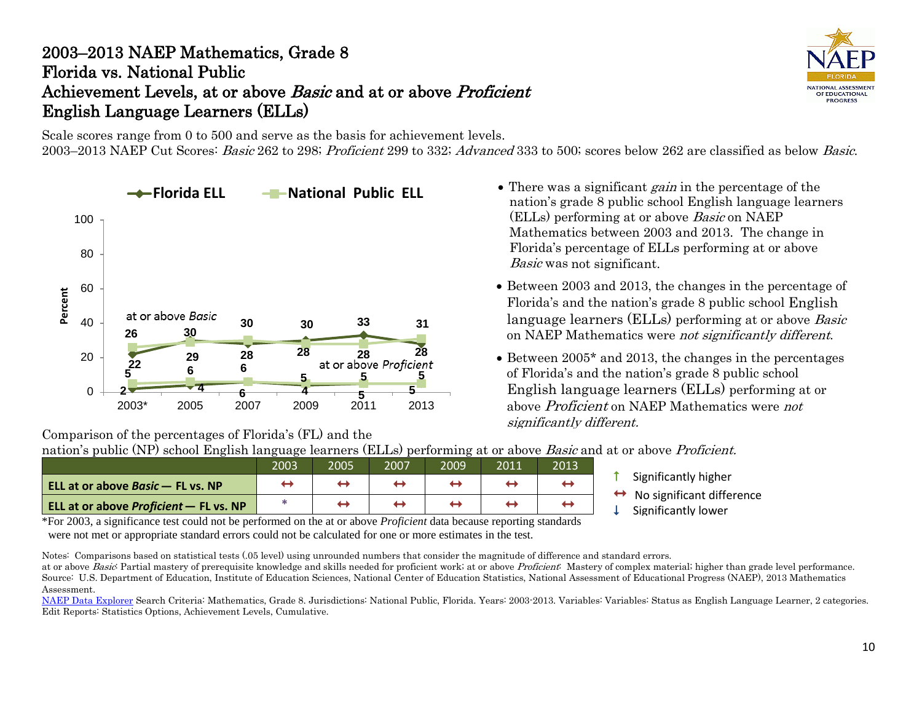# 2003–2013 NAEP Mathematics, Grade 8
# Florida vs. National Public
# Achievement Levels, at or above *Basic* and at or above *Proficient*
# English Language Learners (ELLs)

NAEP FLORIDA NATIONAL ASSESSMENT OF EDUCATIONAL PROGRESS

Scale scores range from 0 to 500 and serve as the basis for achievement levels.
2003–2013 NAEP Cut Scores: *Basic* 262 to 298; *Proficient* 299 to 332; *Advanced* 333 to 500; scores below 262 are classified as below *Basic*.

Florida ELL — National Public ELL

Percent

100
80
60
40
20
0

2003* 2005 2007 2009 2011 2013

at or above *Basic*

26 30 30 30 33 31

22 29 28 28 28 28

at or above *Proficient*

5 6 6 5 5 5

2 4 6 4 5 5

- There was a significant *gain* in the percentage of the nation's grade 8 public school English language learners (ELLs) performing at or above *Basic* on NAEP Mathematics between 2003 and 2013. The change in Florida's percentage of ELLs performing at or above *Basic* was not significant.
- Between 2003 and 2013, the changes in the percentage of Florida's and the nation's grade 8 public school English language learners (ELLs) performing at or above *Basic* on NAEP Mathematics were *not significantly different*.
- Between 2005* and 2013, the changes in the percentages of Florida's and the nation's grade 8 public school English language learners (ELLs) performing at or above *Proficient* on NAEP Mathematics were *not significantly different.*

Comparison of the percentages of Florida's (FL) and the nation's public (NP) school English language learners (ELLs) performing at or above *Basic* and at or above *Proficient.*

| | 2003 | 2005 | 2007 | 2009 | 2011 | 2013 |
|---|---|---|---|---|---|---|
| **ELL at or above *Basic* — FL vs. NP** | ↔ | ↔ | ↔ | ↔ | ↔ | ↔ |
| **ELL at or above *Proficient* — FL vs. NP** | * | ↔ | ↔ | ↔ | ↔ | ↔ |

↑ Significantly higher
↔ No significant difference
↓ Significantly lower

*For 2003, a significance test could not be performed on the at or above *Proficient* data because reporting standards were not met or appropriate standard errors could not be calculated for one or more estimates in the test.

Notes: Comparisons based on statistical tests (.05 level) using unrounded numbers that consider the magnitude of difference and standard errors.
at or above *Basic*: Partial mastery of prerequisite knowledge and skills needed for proficient work; at or above *Proficient*: Mastery of complex material; higher than grade level performance.
Source: U.S. Department of Education, Institute of Education Sciences, National Center of Education Statistics, National Assessment of Educational Progress (NAEP), 2013 Mathematics Assessment.
NAEP Data Explorer Search Criteria: Mathematics, Grade 8. Jurisdictions: National Public, Florida. Years: 2003-2013. Variables: Variables: Status as English Language Learner, 2 categories. Edit Reports: Statistics Options, Achievement Levels, Cumulative.